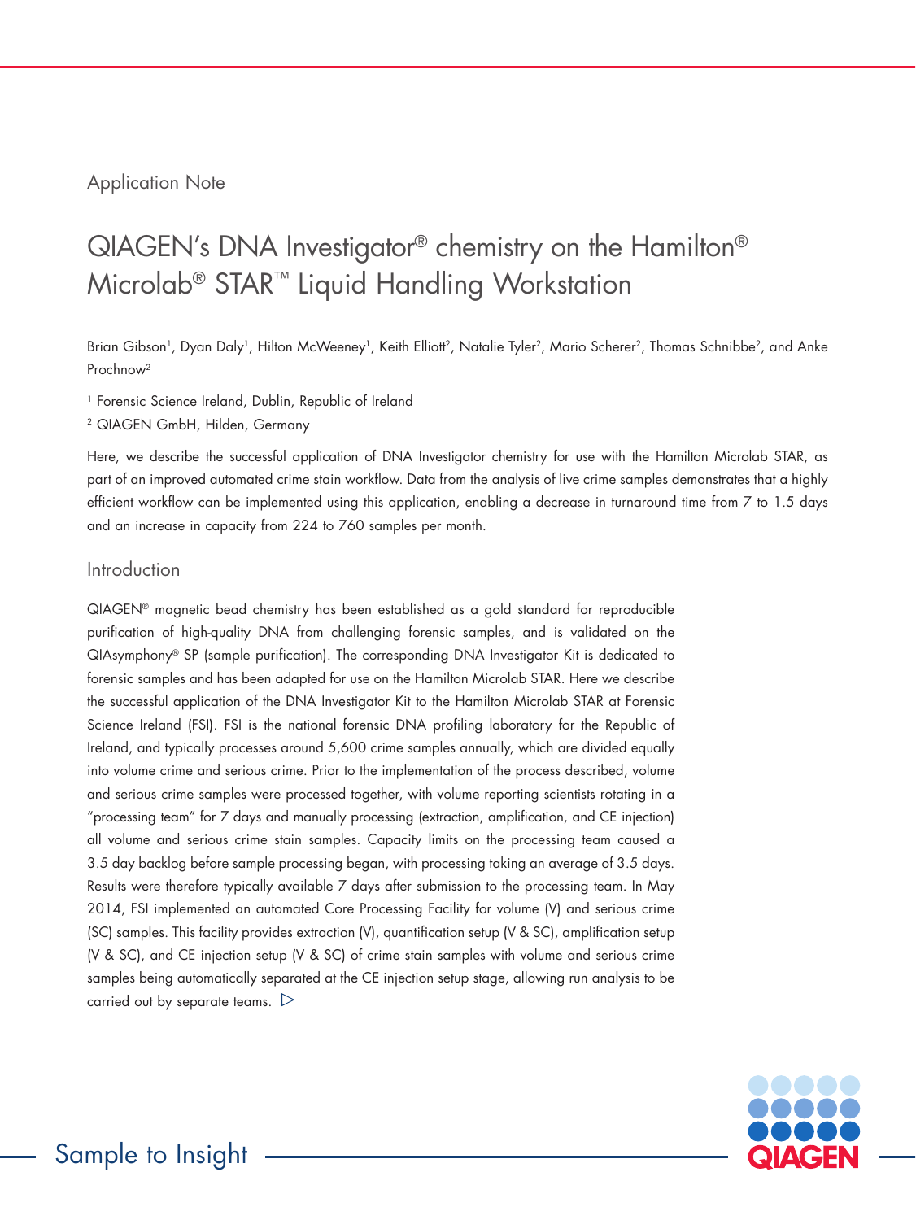Application Note

# QIAGEN's DNA Investigator® chemistry on the Hamilton® Microlab® STAR™ Liquid Handling Workstation

Brian Gibson[1], Dyan Daly[1], Hilton McWeeney[1], Keith Elliott[2], Natalie Tyler[2], Mario Scherer[2], Thomas Schnibbe[2], and Anke Prochnow[2]

[1] Forensic Science Ireland, Dublin, Republic of Ireland

[2] QIAGEN GmbH, Hilden, Germany

Here, we describe the successful application of DNA Investigator chemistry for use with the Hamilton Microlab STAR, as part of an improved automated crime stain workflow. Data from the analysis of live crime samples demonstrates that a highly efficient workflow can be implemented using this application, enabling a decrease in turnaround time from 7 to 1.5 days and an increase in capacity from 224 to 760 samples per month.

## Introduction

QIAGEN® magnetic bead chemistry has been established as a gold standard for reproducible purification of high-quality DNA from challenging forensic samples, and is validated on the QIAsymphony® SP (sample purification). The corresponding DNA Investigator Kit is dedicated to forensic samples and has been adapted for use on the Hamilton Microlab STAR. Here we describe the successful application of the DNA Investigator Kit to the Hamilton Microlab STAR at Forensic Science Ireland (FSI). FSI is the national forensic DNA profiling laboratory for the Republic of Ireland, and typically processes around 5,600 crime samples annually, which are divided equally into volume crime and serious crime. Prior to the implementation of the process described, volume and serious crime samples were processed together, with volume reporting scientists rotating in a "processing team" for 7 days and manually processing (extraction, amplification, and CE injection) all volume and serious crime stain samples. Capacity limits on the processing team caused a 3.5 day backlog before sample processing began, with processing taking an average of 3.5 days. Results were therefore typically available 7 days after submission to the processing team. In May 2014, FSI implemented an automated Core Processing Facility for volume (V) and serious crime (SC) samples. This facility provides extraction (V), quantification setup (V & SC), amplification setup (V & SC), and CE injection setup (V & SC) of crime stain samples with volume and serious crime samples being automatically separated at the CE injection setup stage, allowing run analysis to be carried out by separate teams. ▷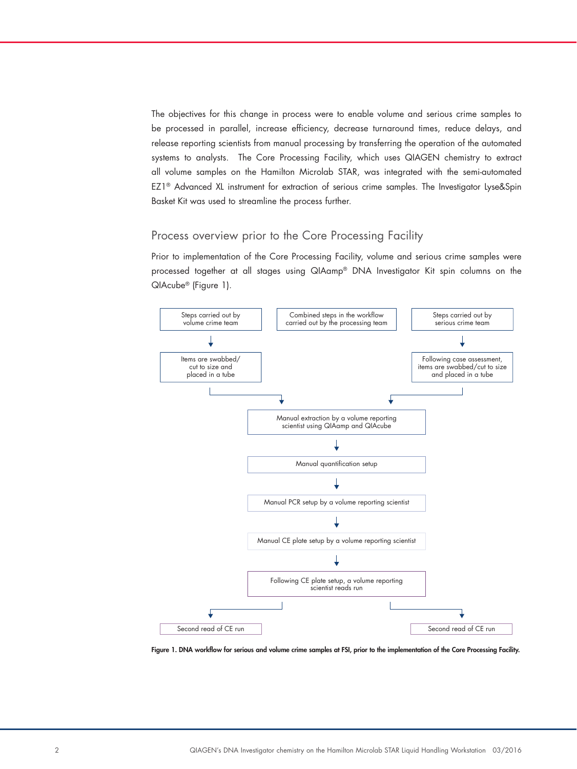The objectives for this change in process were to enable volume and serious crime samples to be processed in parallel, increase efficiency, decrease turnaround times, reduce delays, and release reporting scientists from manual processing by transferring the operation of the automated systems to analysts. The Core Processing Facility, which uses QIAGEN chemistry to extract all volume samples on the Hamilton Microlab STAR, was integrated with the semi-automated EZ1® Advanced XL instrument for extraction of serious crime samples. The Investigator Lyse&Spin Basket Kit was used to streamline the process further.

## Process overview prior to the Core Processing Facility

Prior to implementation of the Core Processing Facility, volume and serious crime samples were processed together at all stages using QIAamp® DNA Investigator Kit spin columns on the QIAcube® (Figure 1).

Steps carried out by volume crime team

Combined steps in the workflow carried out by the processing team

Steps carried out by serious crime team

Items are swabbed/ cut to size and placed in a tube

Following case assessment, items are swabbed/cut to size and placed in a tube

Manual extraction by a volume reporting scientist using QIAamp and QIAcube

Manual quantification setup

Manual PCR setup by a volume reporting scientist

Manual CE plate setup by a volume reporting scientist

Following CE plate setup, a volume reporting scientist reads run

Second read of CE run

Second read of CE run

**Figure 1. DNA workflow for serious and volume crime samples at FSI, prior to the implementation of the Core Processing Facility.**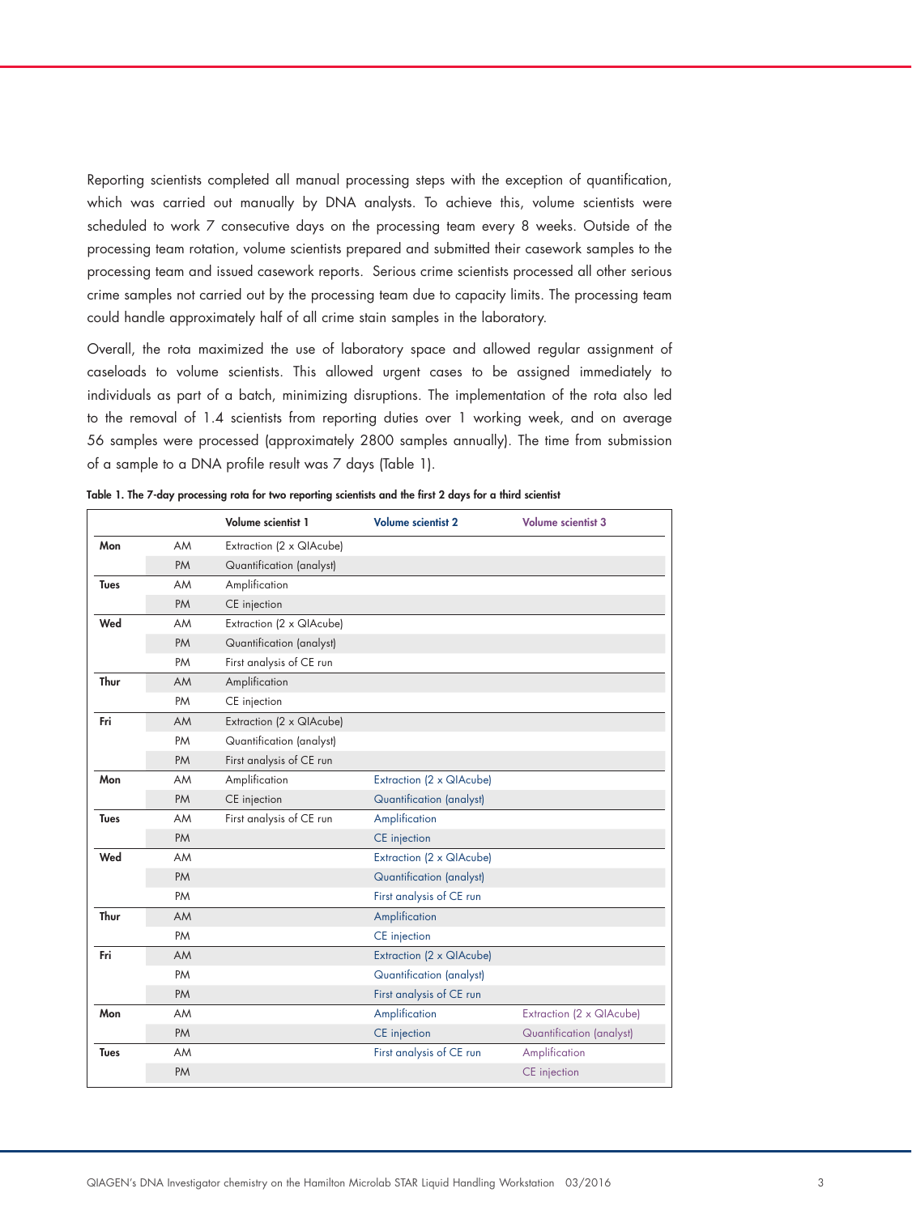Reporting scientists completed all manual processing steps with the exception of quantification, which was carried out manually by DNA analysts. To achieve this, volume scientists were scheduled to work 7 consecutive days on the processing team every 8 weeks. Outside of the processing team rotation, volume scientists prepared and submitted their casework samples to the processing team and issued casework reports. Serious crime scientists processed all other serious crime samples not carried out by the processing team due to capacity limits. The processing team could handle approximately half of all crime stain samples in the laboratory.

Overall, the rota maximized the use of laboratory space and allowed regular assignment of caseloads to volume scientists. This allowed urgent cases to be assigned immediately to individuals as part of a batch, minimizing disruptions. The implementation of the rota also led to the removal of 1.4 scientists from reporting duties over 1 working week, and on average 56 samples were processed (approximately 2800 samples annually). The time from submission of a sample to a DNA profile result was 7 days (Table 1).

**Table 1. The 7-day processing rota for two reporting scientists and the first 2 days for a third scientist**

| | | Volume scientist 1 | Volume scientist 2 | Volume scientist 3 |
|---|---|---|---|---|
| **Mon** | AM | Extraction (2 x QIAcube) | | |
| | PM | Quantification (analyst) | | |
| **Tues** | AM | Amplification | | |
| | PM | CE injection | | |
| **Wed** | AM | Extraction (2 x QIAcube) | | |
| | PM | Quantification (analyst) | | |
| | PM | First analysis of CE run | | |
| **Thur** | AM | Amplification | | |
| | PM | CE injection | | |
| **Fri** | AM | Extraction (2 x QIAcube) | | |
| | PM | Quantification (analyst) | | |
| | PM | First analysis of CE run | | |
| **Mon** | AM | Amplification | Extraction (2 x QIAcube) | |
| | PM | CE injection | Quantification (analyst) | |
| **Tues** | AM | First analysis of CE run | Amplification | |
| | PM | | CE injection | |
| **Wed** | AM | | Extraction (2 x QIAcube) | |
| | PM | | Quantification (analyst) | |
| | PM | | First analysis of CE run | |
| **Thur** | AM | | Amplification | |
| | PM | | CE injection | |
| **Fri** | AM | | Extraction (2 x QIAcube) | |
| | PM | | Quantification (analyst) | |
| | PM | | First analysis of CE run | |
| **Mon** | AM | | Amplification | Extraction (2 x QIAcube) |
| | PM | | CE injection | Quantification (analyst) |
| **Tues** | AM | | First analysis of CE run | Amplification |
| | PM | | | CE injection |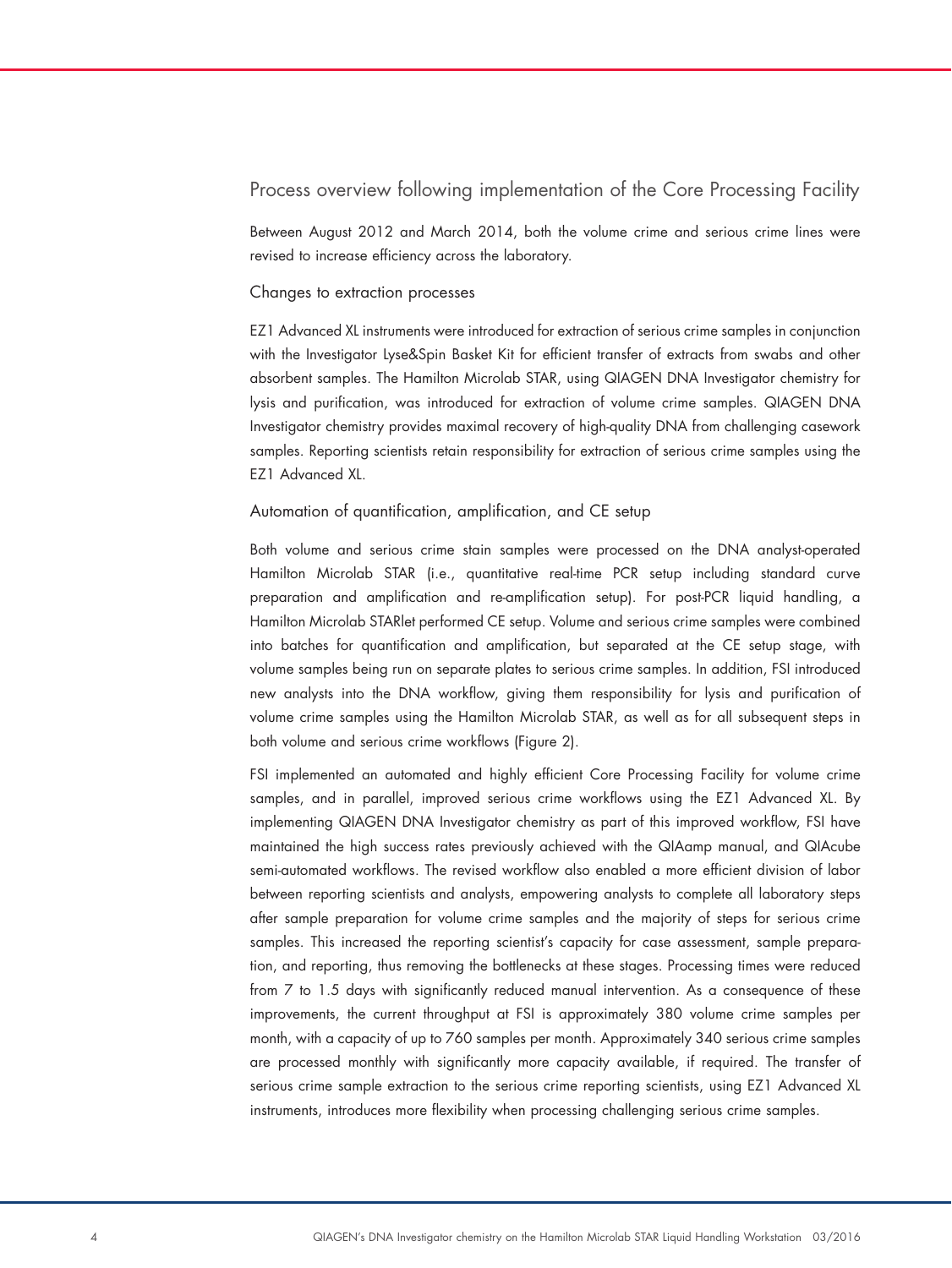## Process overview following implementation of the Core Processing Facility

Between August 2012 and March 2014, both the volume crime and serious crime lines were revised to increase efficiency across the laboratory.

### Changes to extraction processes

EZ1 Advanced XL instruments were introduced for extraction of serious crime samples in conjunction with the Investigator Lyse&Spin Basket Kit for efficient transfer of extracts from swabs and other absorbent samples. The Hamilton Microlab STAR, using QIAGEN DNA Investigator chemistry for lysis and purification, was introduced for extraction of volume crime samples. QIAGEN DNA Investigator chemistry provides maximal recovery of high-quality DNA from challenging casework samples. Reporting scientists retain responsibility for extraction of serious crime samples using the EZ1 Advanced XL.

### Automation of quantification, amplification, and CE setup

Both volume and serious crime stain samples were processed on the DNA analyst-operated Hamilton Microlab STAR (i.e., quantitative real-time PCR setup including standard curve preparation and amplification and re-amplification setup). For post-PCR liquid handling, a Hamilton Microlab STARlet performed CE setup. Volume and serious crime samples were combined into batches for quantification and amplification, but separated at the CE setup stage, with volume samples being run on separate plates to serious crime samples. In addition, FSI introduced new analysts into the DNA workflow, giving them responsibility for lysis and purification of volume crime samples using the Hamilton Microlab STAR, as well as for all subsequent steps in both volume and serious crime workflows (Figure 2).

FSI implemented an automated and highly efficient Core Processing Facility for volume crime samples, and in parallel, improved serious crime workflows using the EZ1 Advanced XL. By implementing QIAGEN DNA Investigator chemistry as part of this improved workflow, FSI have maintained the high success rates previously achieved with the QIAamp manual, and QIAcube semi-automated workflows. The revised workflow also enabled a more efficient division of labor between reporting scientists and analysts, empowering analysts to complete all laboratory steps after sample preparation for volume crime samples and the majority of steps for serious crime samples. This increased the reporting scientist's capacity for case assessment, sample preparation, and reporting, thus removing the bottlenecks at these stages. Processing times were reduced from 7 to 1.5 days with significantly reduced manual intervention. As a consequence of these improvements, the current throughput at FSI is approximately 380 volume crime samples per month, with a capacity of up to 760 samples per month. Approximately 340 serious crime samples are processed monthly with significantly more capacity available, if required. The transfer of serious crime sample extraction to the serious crime reporting scientists, using EZ1 Advanced XL instruments, introduces more flexibility when processing challenging serious crime samples.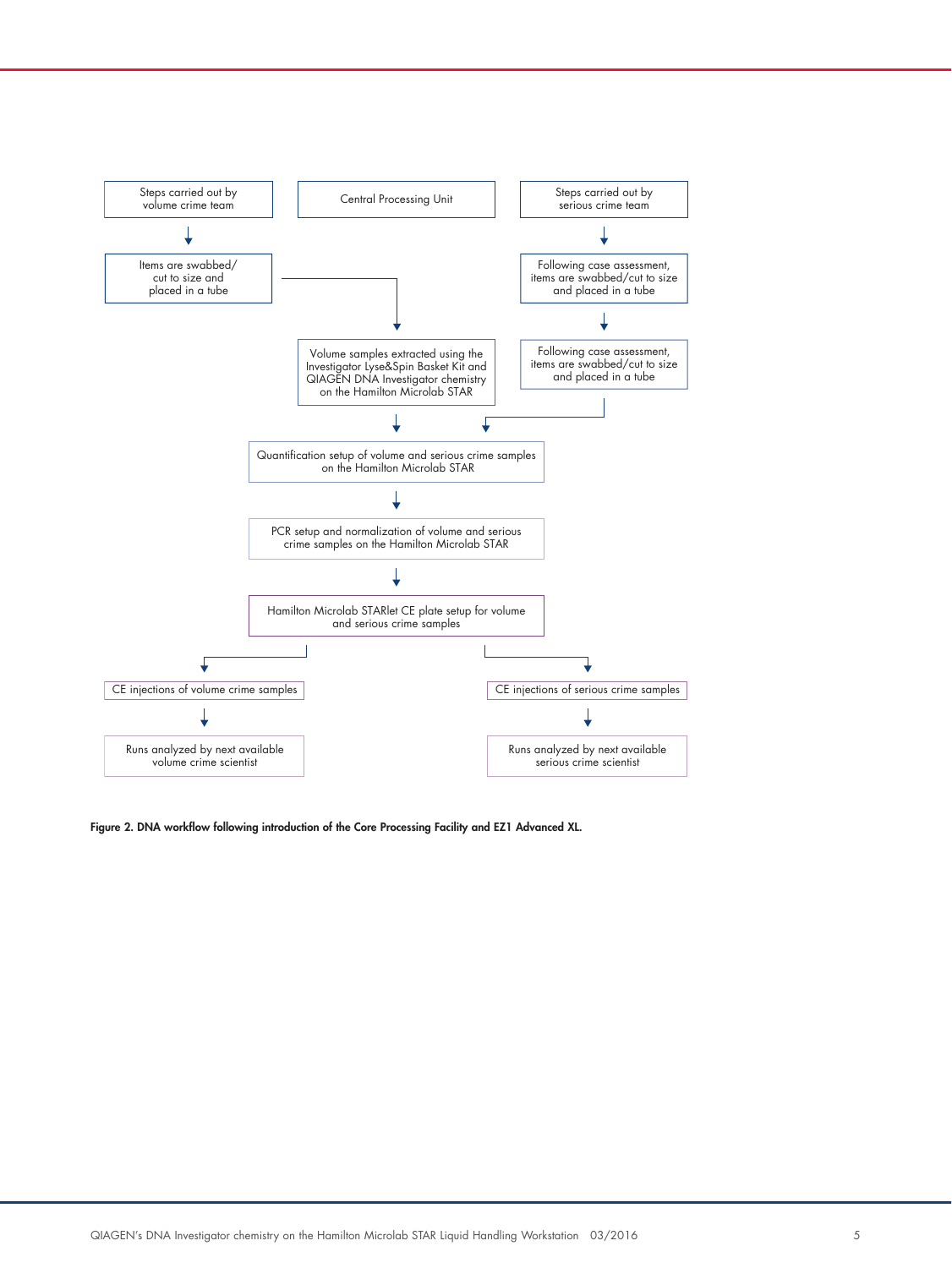Steps carried out by volume crime team

Central Processing Unit

Steps carried out by serious crime team

Items are swabbed/ cut to size and placed in a tube

Following case assessment, items are swabbed/cut to size and placed in a tube

Volume samples extracted using the Investigator Lyse&Spin Basket Kit and QIAGEN DNA Investigator chemistry on the Hamilton Microlab STAR

Following case assessment, items are swabbed/cut to size and placed in a tube

Quantification setup of volume and serious crime samples on the Hamilton Microlab STAR

PCR setup and normalization of volume and serious crime samples on the Hamilton Microlab STAR

Hamilton Microlab STARlet CE plate setup for volume and serious crime samples

CE injections of volume crime samples

CE injections of serious crime samples

Runs analyzed by next available volume crime scientist

Runs analyzed by next available serious crime scientist

**Figure 2. DNA workflow following introduction of the Core Processing Facility and EZ1 Advanced XL.**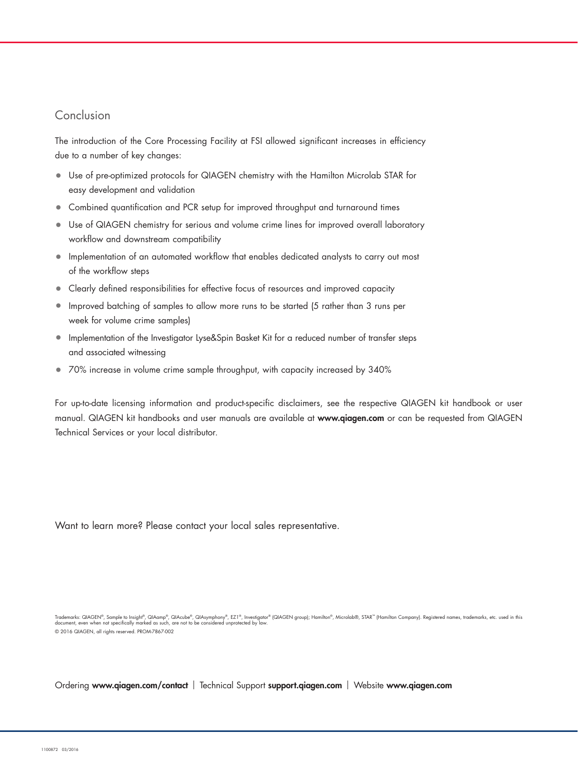## Conclusion

The introduction of the Core Processing Facility at FSI allowed significant increases in efficiency due to a number of key changes:

- Use of pre-optimized protocols for QIAGEN chemistry with the Hamilton Microlab STAR for easy development and validation
- Combined quantification and PCR setup for improved throughput and turnaround times
- Use of QIAGEN chemistry for serious and volume crime lines for improved overall laboratory workflow and downstream compatibility
- Implementation of an automated workflow that enables dedicated analysts to carry out most of the workflow steps
- Clearly defined responsibilities for effective focus of resources and improved capacity
- Improved batching of samples to allow more runs to be started (5 rather than 3 runs per week for volume crime samples)
- Implementation of the Investigator Lyse&Spin Basket Kit for a reduced number of transfer steps and associated witnessing
- 70% increase in volume crime sample throughput, with capacity increased by 340%

For up-to-date licensing information and product-specific disclaimers, see the respective QIAGEN kit handbook or user manual. QIAGEN kit handbooks and user manuals are available at **www.qiagen.com** or can be requested from QIAGEN Technical Services or your local distributor.

Want to learn more? Please contact your local sales representative.

Trademarks: QIAGEN®, Sample to Insight®, QIAamp®, QIAcube®, QIAsymphony®, EZ1®, Investigator® (QIAGEN group); Hamilton®, Microlab®, STAR™ (Hamilton Company). Registered names, trademarks, etc. used in this document, even when not specifically marked as such, are not to be considered unprotected by law.

© 2016 QIAGEN, all rights reserved. PROM-7867-002

Ordering **www.qiagen.com/contact** | Technical Support **support.qiagen.com** | Website **www.qiagen.com**

1100872 03/2016